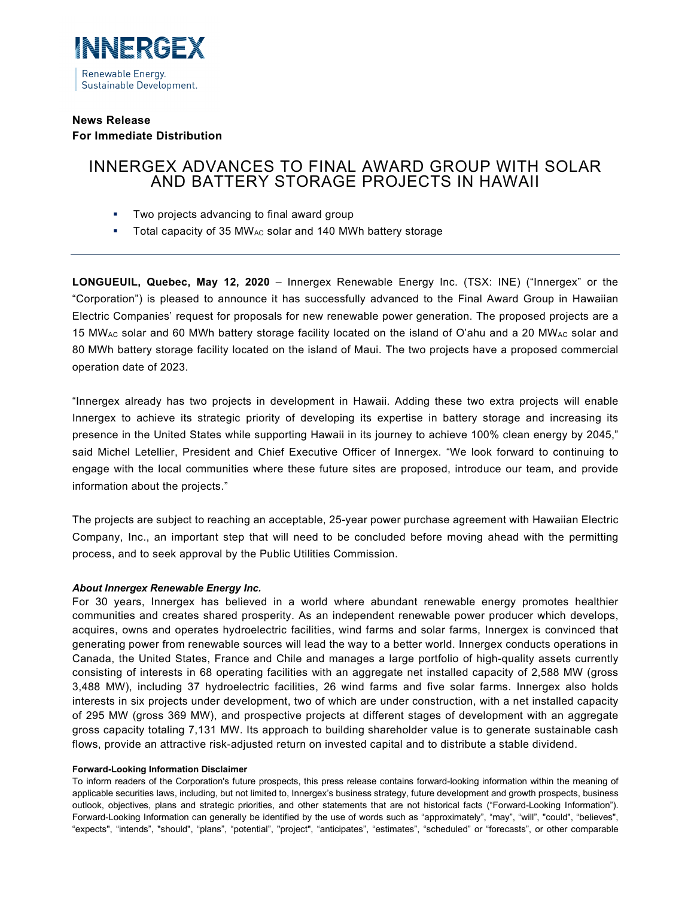INNERGEX

Renewable Energy.
Sustainable Development.

**News Release**
**For Immediate Distribution**

# INNERGEX ADVANCES TO FINAL AWARD GROUP WITH SOLAR AND BATTERY STORAGE PROJECTS IN HAWAII

- Two projects advancing to final award group
- Total capacity of 35 $MW_{AC}$ solar and 140 MWh battery storage

---

**LONGUEUIL, Quebec, May 12, 2020** – Innergex Renewable Energy Inc. (TSX: INE) ("Innergex" or the "Corporation") is pleased to announce it has successfully advanced to the Final Award Group in Hawaiian Electric Companies' request for proposals for new renewable power generation. The proposed projects are a 15 $MW_{AC}$ solar and 60 MWh battery storage facility located on the island of O'ahu and a 20 $MW_{AC}$ solar and 80 MWh battery storage facility located on the island of Maui. The two projects have a proposed commercial operation date of 2023.

"Innergex already has two projects in development in Hawaii. Adding these two extra projects will enable Innergex to achieve its strategic priority of developing its expertise in battery storage and increasing its presence in the United States while supporting Hawaii in its journey to achieve 100% clean energy by 2045," said Michel Letellier, President and Chief Executive Officer of Innergex. "We look forward to continuing to engage with the local communities where these future sites are proposed, introduce our team, and provide information about the projects."

The projects are subject to reaching an acceptable, 25-year power purchase agreement with Hawaiian Electric Company, Inc., an important step that will need to be concluded before moving ahead with the permitting process, and to seek approval by the Public Utilities Commission.

***About Innergex Renewable Energy Inc.***

For 30 years, Innergex has believed in a world where abundant renewable energy promotes healthier communities and creates shared prosperity. As an independent renewable power producer which develops, acquires, owns and operates hydroelectric facilities, wind farms and solar farms, Innergex is convinced that generating power from renewable sources will lead the way to a better world. Innergex conducts operations in Canada, the United States, France and Chile and manages a large portfolio of high-quality assets currently consisting of interests in 68 operating facilities with an aggregate net installed capacity of 2,588 MW (gross 3,488 MW), including 37 hydroelectric facilities, 26 wind farms and five solar farms. Innergex also holds interests in six projects under development, two of which are under construction, with a net installed capacity of 295 MW (gross 369 MW), and prospective projects at different stages of development with an aggregate gross capacity totaling 7,131 MW. Its approach to building shareholder value is to generate sustainable cash flows, provide an attractive risk-adjusted return on invested capital and to distribute a stable dividend.

**Forward-Looking Information Disclaimer**

To inform readers of the Corporation's future prospects, this press release contains forward-looking information within the meaning of applicable securities laws, including, but not limited to, Innergex's business strategy, future development and growth prospects, business outlook, objectives, plans and strategic priorities, and other statements that are not historical facts ("Forward-Looking Information"). Forward-Looking Information can generally be identified by the use of words such as "approximately", "may", "will", "could", "believes", "expects", "intends", "should", "plans", "potential", "project", "anticipates", "estimates", "scheduled" or "forecasts", or other comparable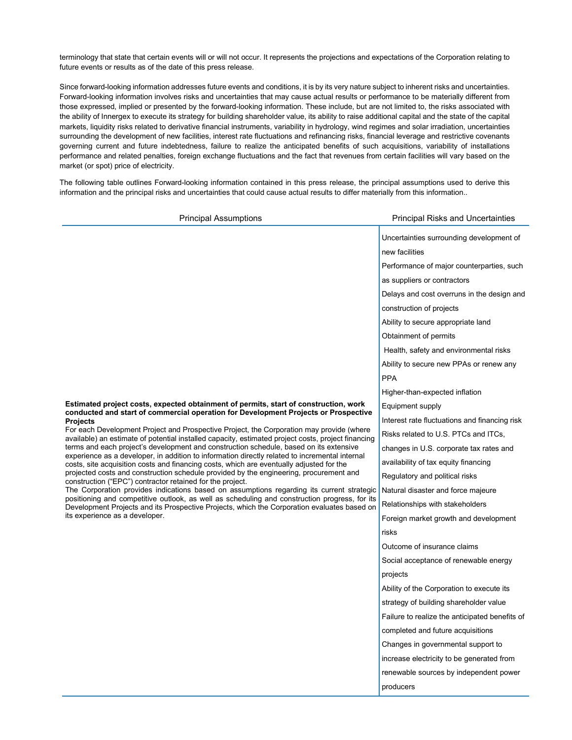terminology that state that certain events will or will not occur. It represents the projections and expectations of the Corporation relating to future events or results as of the date of this press release.

Since forward-looking information addresses future events and conditions, it is by its very nature subject to inherent risks and uncertainties. Forward-looking information involves risks and uncertainties that may cause actual results or performance to be materially different from those expressed, implied or presented by the forward-looking information. These include, but are not limited to, the risks associated with the ability of Innergex to execute its strategy for building shareholder value, its ability to raise additional capital and the state of the capital markets, liquidity risks related to derivative financial instruments, variability in hydrology, wind regimes and solar irradiation, uncertainties surrounding the development of new facilities, interest rate fluctuations and refinancing risks, financial leverage and restrictive covenants governing current and future indebtedness, failure to realize the anticipated benefits of such acquisitions, variability of installations performance and related penalties, foreign exchange fluctuations and the fact that revenues from certain facilities will vary based on the market (or spot) price of electricity.

The following table outlines Forward-looking information contained in this press release, the principal assumptions used to derive this information and the principal risks and uncertainties that could cause actual results to differ materially from this information..

| Principal Assumptions | Principal Risks and Uncertainties |
|---|---|
| **Estimated project costs, expected obtainment of permits, start of construction, work conducted and start of commercial operation for Development Projects or Prospective Projects**<br>For each Development Project and Prospective Project, the Corporation may provide (where available) an estimate of potential installed capacity, estimated project costs, project financing terms and each project's development and construction schedule, based on its extensive experience as a developer, in addition to information directly related to incremental internal costs, site acquisition costs and financing costs, which are eventually adjusted for the projected costs and construction schedule provided by the engineering, procurement and construction ("EPC") contractor retained for the project.<br>The Corporation provides indications based on assumptions regarding its current strategic positioning and competitive outlook, as well as scheduling and construction progress, for its Development Projects and its Prospective Projects, which the Corporation evaluates based on its experience as a developer. | Uncertainties surrounding development of new facilities<br>Performance of major counterparties, such as suppliers or contractors<br>Delays and cost overruns in the design and construction of projects<br>Ability to secure appropriate land<br>Obtainment of permits<br>Health, safety and environmental risks<br>Ability to secure new PPAs or renew any PPA<br>Higher-than-expected inflation<br>Equipment supply<br>Interest rate fluctuations and financing risk<br>Risks related to U.S. PTCs and ITCs, changes in U.S. corporate tax rates and availability of tax equity financing<br>Regulatory and political risks<br>Natural disaster and force majeure<br>Relationships with stakeholders<br>Foreign market growth and development risks<br>Outcome of insurance claims<br>Social acceptance of renewable energy projects<br>Ability of the Corporation to execute its strategy of building shareholder value<br>Failure to realize the anticipated benefits of completed and future acquisitions<br>Changes in governmental support to increase electricity to be generated from renewable sources by independent power producers |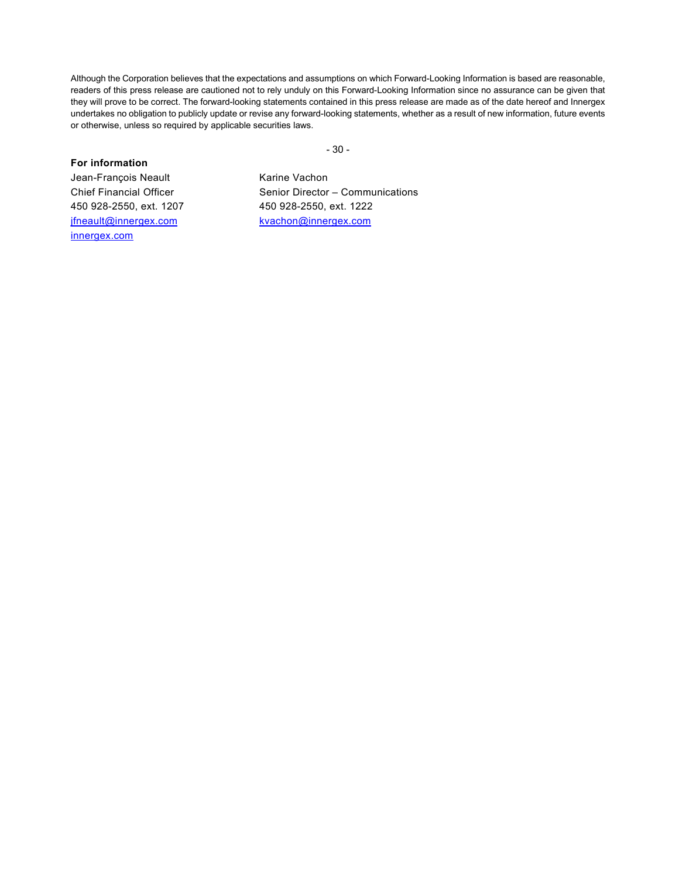Although the Corporation believes that the expectations and assumptions on which Forward-Looking Information is based are reasonable, readers of this press release are cautioned not to rely unduly on this Forward-Looking Information since no assurance can be given that they will prove to be correct. The forward-looking statements contained in this press release are made as of the date hereof and Innergex undertakes no obligation to publicly update or revise any forward-looking statements, whether as a result of new information, future events or otherwise, unless so required by applicable securities laws.

- 30 -

**For information**

Jean-François Neault
Chief Financial Officer
450 928-2550, ext. 1207
jfneault@innergex.com
innergex.com

Karine Vachon
Senior Director – Communications
450 928-2550, ext. 1222
kvachon@innergex.com